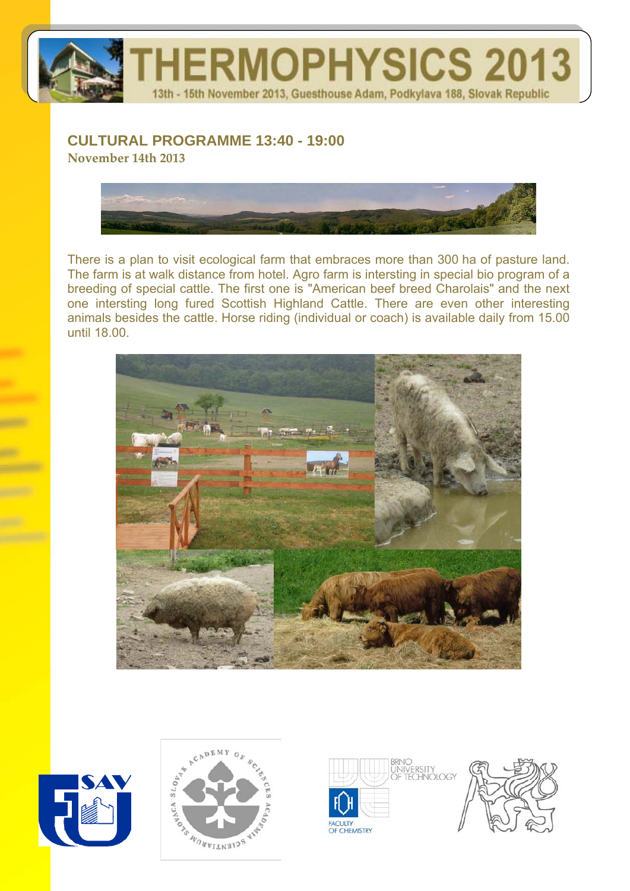# THERMOPHYSICS 2013

13th - 15th November 2013, Guesthouse Adam, Podkylava 188, Slovak Republic

## CULTURAL PROGRAMME 13:40 - 19:00

**November 14th 2013**

There is a plan to visit ecological farm that embraces more than 300 ha of pasture land. The farm is at walk distance from hotel. Agro farm is intersting in special bio program of a breeding of special cattle. The first one is "American beef breed Charolais" and the next one intersting long fured Scottish Highland Cattle. There are even other interesting animals besides the cattle. Horse riding (individual or coach) is available daily from 15.00 until 18.00.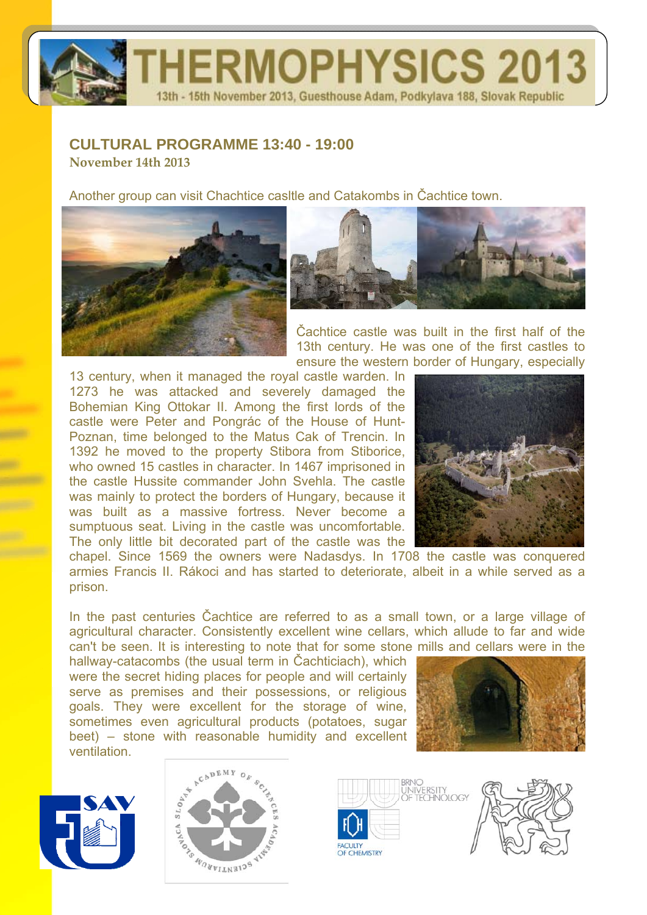## CULTURAL PROGRAMME 13:40 - 19:00

**November 14th 2013**

Another group can visit Chachtice casltle and Catakombs in Čachtice town.

Čachtice castle was built in the first half of the 13th century. He was one of the first castles to ensure the western border of Hungary, especially 13 century, when it managed the royal castle warden. In 1273 he was attacked and severely damaged the Bohemian King Ottokar II. Among the first lords of the castle were Peter and Pongrác of the House of Hunt-Poznan, time belonged to the Matus Cak of Trencin. In 1392 he moved to the property Stibora from Stiborice, who owned 15 castles in character. In 1467 imprisoned in the castle Hussite commander John Svehla. The castle was mainly to protect the borders of Hungary, because it was built as a massive fortress. Never become a sumptuous seat. Living in the castle was uncomfortable. The only little bit decorated part of the castle was the chapel. Since 1569 the owners were Nadasdys. In 1708 the castle was conquered armies Francis II. Rákoci and has started to deteriorate, albeit in a while served as a prison.

In the past centuries Čachtice are referred to as a small town, or a large village of agricultural character. Consistently excellent wine cellars, which allude to far and wide can't be seen. It is interesting to note that for some stone mills and cellars were in the hallway-catacombs (the usual term in Čachticiach), which were the secret hiding places for people and will certainly serve as premises and their possessions, or religious goals. They were excellent for the storage of wine, sometimes even agricultural products (potatoes, sugar beet) – stone with reasonable humidity and excellent ventilation.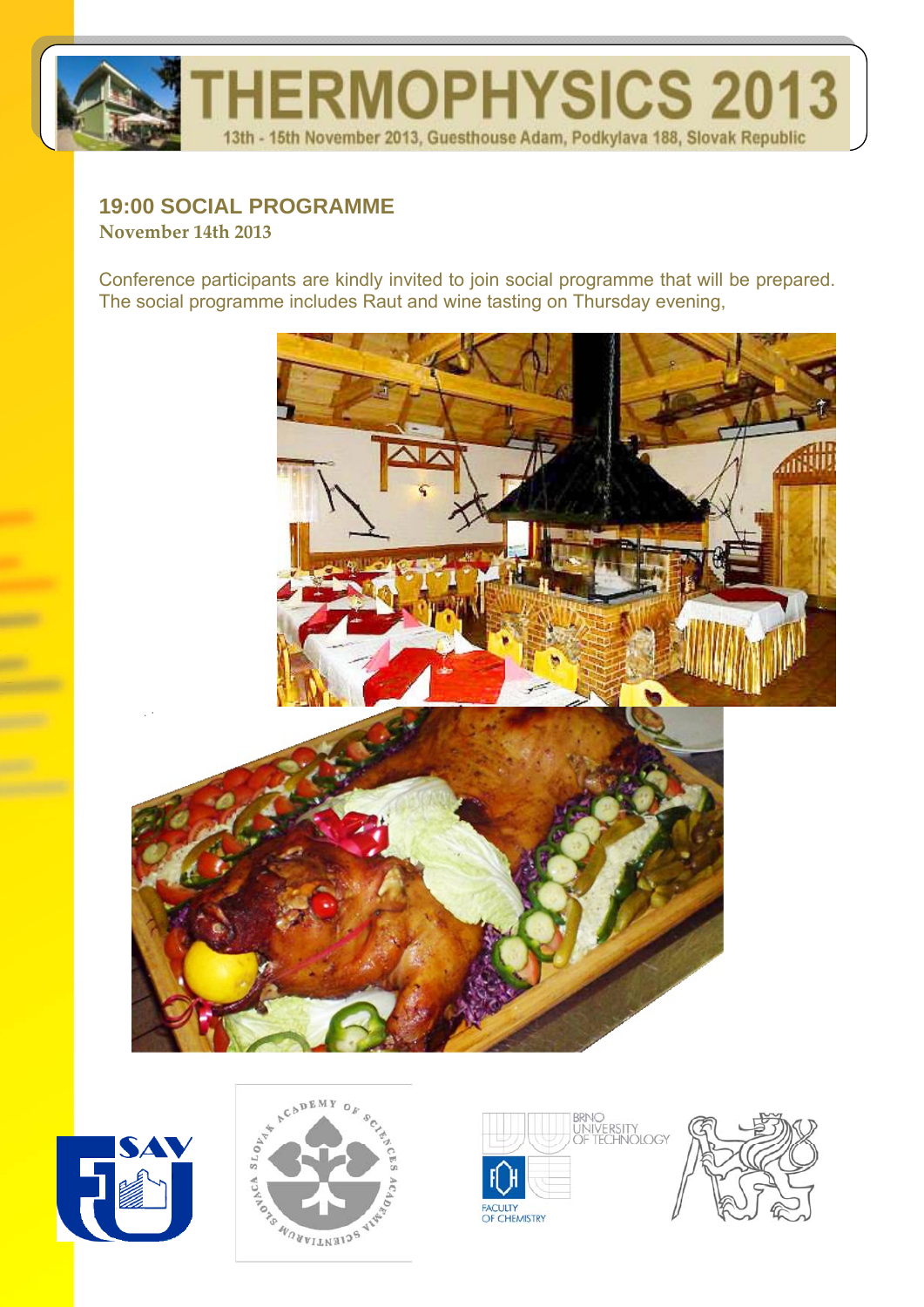# THERMOPHYSICS 2013

13th - 15th November 2013, Guesthouse Adam, Podkylava 188, Slovak Republic

## 19:00 SOCIAL PROGRAMME

**November 14th 2013**

Conference participants are kindly invited to join social programme that will be prepared. The social programme includes Raut and wine tasting on Thursday evening,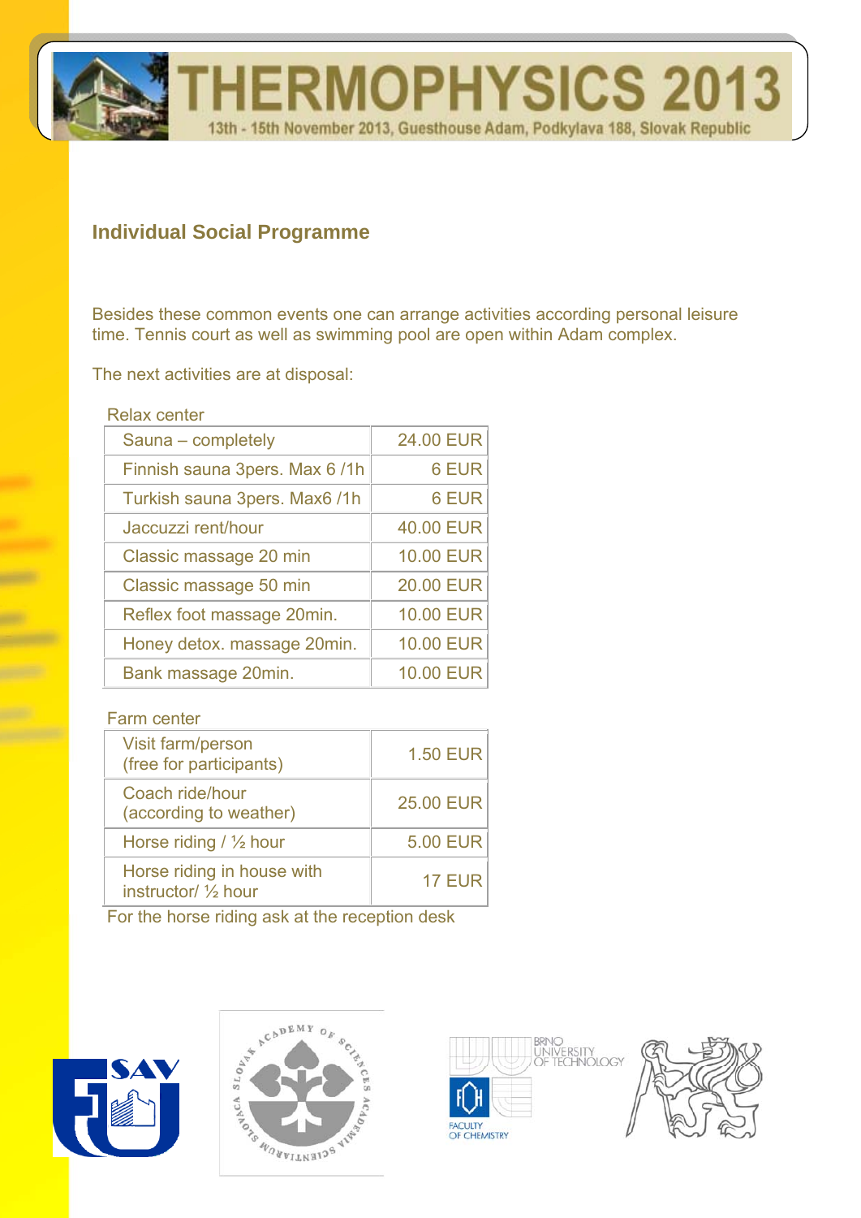# THERMOPHYSICS 2013

13th - 15th November 2013, Guesthouse Adam, Podkylava 188, Slovak Republic

## Individual Social Programme

Besides these common events one can arrange activities according personal leisure time. Tennis court as well as swimming pool are open within Adam complex.

The next activities are at disposal:

Relax center

| | |
|---|---|
| Sauna – completely | 24.00 EUR |
| Finnish sauna 3pers. Max 6 /1h | 6 EUR |
| Turkish sauna 3pers. Max6 /1h | 6 EUR |
| Jaccuzzi rent/hour | 40.00 EUR |
| Classic massage 20 min | 10.00 EUR |
| Classic massage 50 min | 20.00 EUR |
| Reflex foot massage 20min. | 10.00 EUR |
| Honey detox. massage 20min. | 10.00 EUR |
| Bank massage 20min. | 10.00 EUR |

Farm center

| | |
|---|---|
| Visit farm/person (free for participants) | 1.50 EUR |
| Coach ride/hour (according to weather) | 25.00 EUR |
| Horse riding / ½ hour | 5.00 EUR |
| Horse riding in house with instructor/ ½ hour | 17 EUR |

For the horse riding ask at the reception desk

SAV

ACADEMY OF SCIENCES ACADEMIA SCIENTIARUM SLOVACA SLOVAK

BRNO UNIVERSITY OF TECHNOLOGY

FACULTY OF CHEMISTRY